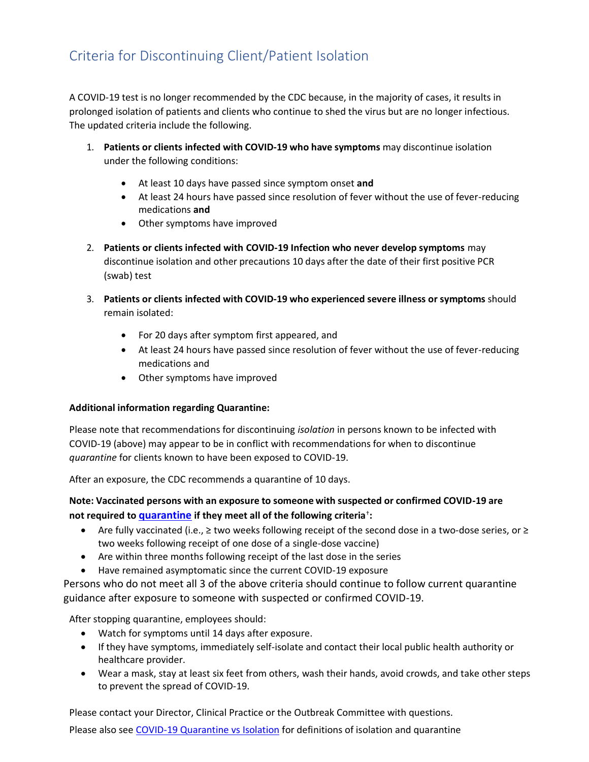## Criteria for Discontinuing Client/Patient Isolation

A COVID-19 test is no longer recommended by the CDC because, in the majority of cases, it results in prolonged isolation of patients and clients who continue to shed the virus but are no longer infectious. The updated criteria include the following.

1. **Patients or clients infected with COVID-19 who have symptoms** may discontinue isolation under the following conditions:

   - At least 10 days have passed since symptom onset **and**
   - At least 24 hours have passed since resolution of fever without the use of fever-reducing medications **and**
   - Other symptoms have improved

2. **Patients or clients infected with COVID-19 Infection who never develop symptoms** may discontinue isolation and other precautions 10 days after the date of their first positive PCR (swab) test

3. **Patients or clients infected with COVID-19 who experienced severe illness or symptoms** should remain isolated:

   - For 20 days after symptom first appeared, and
   - At least 24 hours have passed since resolution of fever without the use of fever-reducing medications and
   - Other symptoms have improved

**Additional information regarding Quarantine:**

Please note that recommendations for discontinuing *isolation* in persons known to be infected with COVID-19 (above) may appear to be in conflict with recommendations for when to discontinue *quarantine* for clients known to have been exposed to COVID-19.

After an exposure, the CDC recommends a quarantine of 10 days.

**Note: Vaccinated persons with an exposure to someone with suspected or confirmed COVID-19 are not required to [quarantine] if they meet all of the following criteria[†]:**

- Are fully vaccinated (i.e., ≥ two weeks following receipt of the second dose in a two-dose series, or ≥ two weeks following receipt of one dose of a single-dose vaccine)
- Are within three months following receipt of the last dose in the series
- Have remained asymptomatic since the current COVID-19 exposure

Persons who do not meet all 3 of the above criteria should continue to follow current quarantine guidance after exposure to someone with suspected or confirmed COVID-19.

After stopping quarantine, employees should:

- Watch for symptoms until 14 days after exposure.
- If they have symptoms, immediately self-isolate and contact their local public health authority or healthcare provider.
- Wear a mask, stay at least six feet from others, wash their hands, avoid crowds, and take other steps to prevent the spread of COVID-19.

Please contact your Director, Clinical Practice or the Outbreak Committee with questions.

Please also see COVID-19 Quarantine vs Isolation for definitions of isolation and quarantine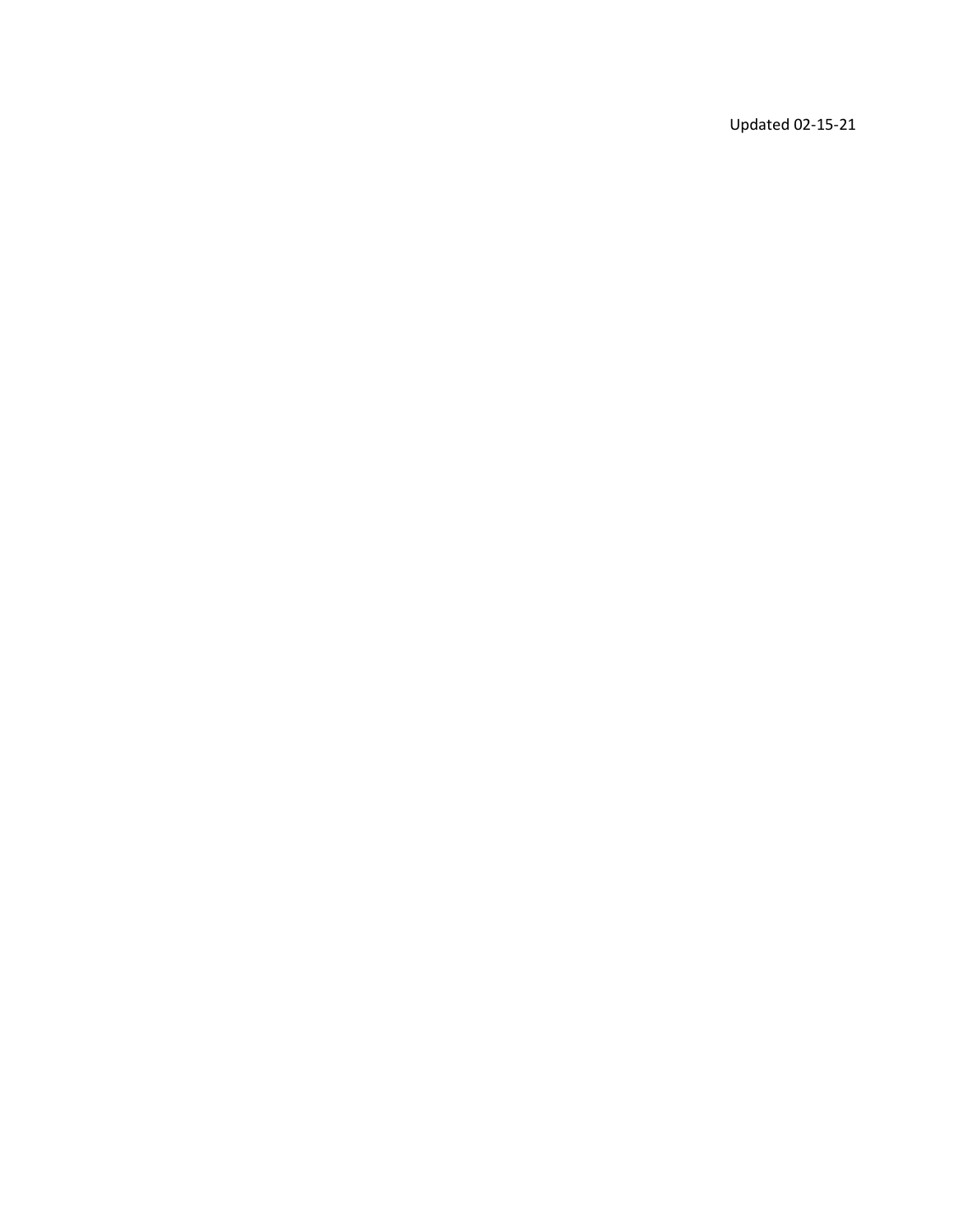Updated 02-15-21